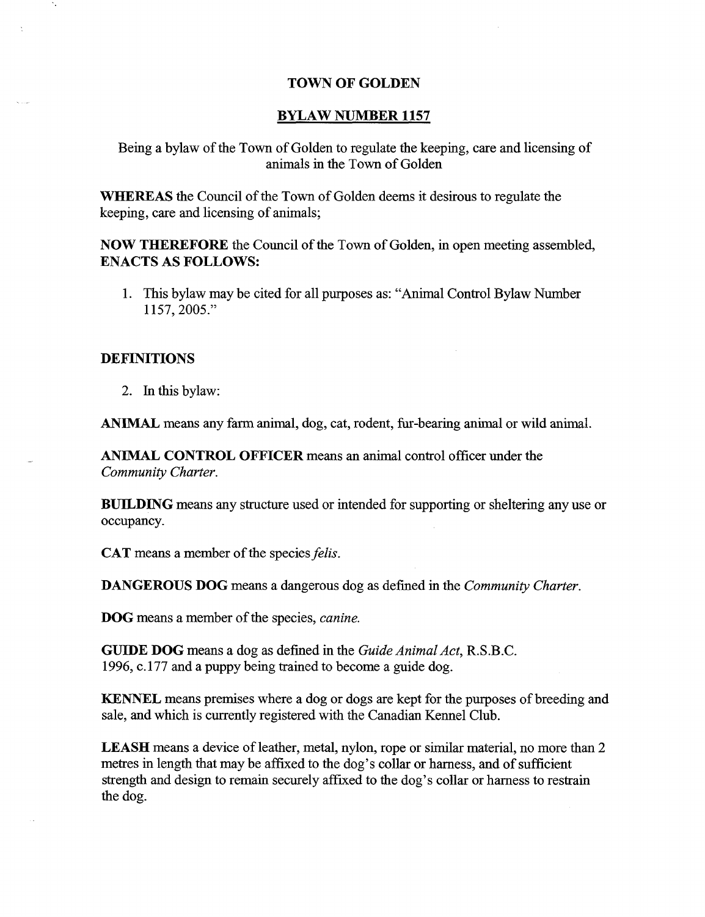# TOWN OF GOLDEN

## BYLAW NUMBER 1157

Being a bylaw of the Town of Golden to regulate the keeping, care and licensing of animals in the Town of Golden

**WHEREAS** the Council of the Town of Golden deems it desirous to regulate the keeping, care and licensing of animals;

**NOW THEREFORE** the Council of the Town of Golden, in open meeting assembled, **ENACTS AS FOLLOWS:**

1. This bylaw may be cited for all purposes as: "Animal Control Bylaw Number 1157, 2005."

### DEFINITIONS

2. In this bylaw:

**ANIMAL** means any farm animal, dog, cat, rodent, fur-bearing animal or wild animal.

**ANIMAL CONTROL OFFICER** means an animal control officer under the *Community Charter.*

**BUILDING** means any structure used or intended for supporting or sheltering any use or occupancy.

**CAT** means a member of the species *felis.*

**DANGEROUS DOG** means a dangerous dog as defined in the *Community Charter.*

**DOG** means a member of the species, *canine.*

**GUIDE DOG** means a dog as defined in the *Guide Animal Act,* R.S.B.C. 1996, c.177 and a puppy being trained to become a guide dog.

**KENNEL** means premises where a dog or dogs are kept for the purposes of breeding and sale, and which is currently registered with the Canadian Kennel Club.

**LEASH** means a device of leather, metal, nylon, rope or similar material, no more than 2 metres in length that may be affixed to the dog's collar or harness, and of sufficient strength and design to remain securely affixed to the dog's collar or harness to restrain the dog.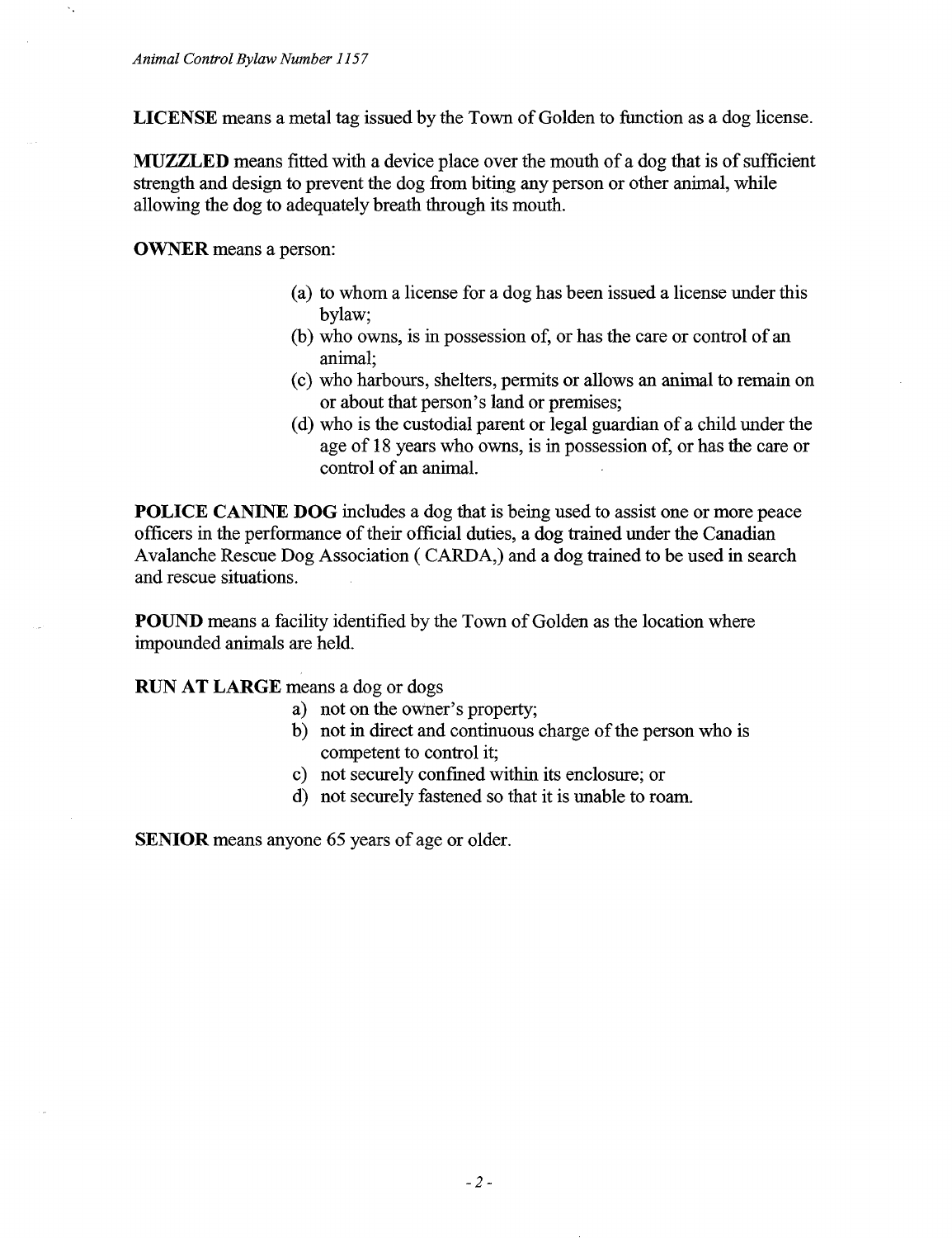**LICENSE** means a metal tag issued by the Town of Golden to function as a dog license.

**MUZZLED** means fitted with a device place over the mouth of a dog that is of sufficient strength and design to prevent the dog from biting any person or other animal, while allowing the dog to adequately breath through its mouth.

**OWNER** means a person:

(a) to whom a license for a dog has been issued a license under this bylaw;
(b) who owns, is in possession of, or has the care or control of an animal;
(c) who harbours, shelters, permits or allows an animal to remain on or about that person's land or premises;
(d) who is the custodial parent or legal guardian of a child under the age of 18 years who owns, is in possession of, or has the care or control of an animal.

**POLICE CANINE DOG** includes a dog that is being used to assist one or more peace officers in the performance of their official duties, a dog trained under the Canadian Avalanche Rescue Dog Association ( CARDA,) and a dog trained to be used in search and rescue situations.

**POUND** means a facility identified by the Town of Golden as the location where impounded animals are held.

**RUN AT LARGE** means a dog or dogs

a) not on the owner's property;
b) not in direct and continuous charge of the person who is competent to control it;
c) not securely confined within its enclosure; or
d) not securely fastened so that it is unable to roam.

**SENIOR** means anyone 65 years of age or older.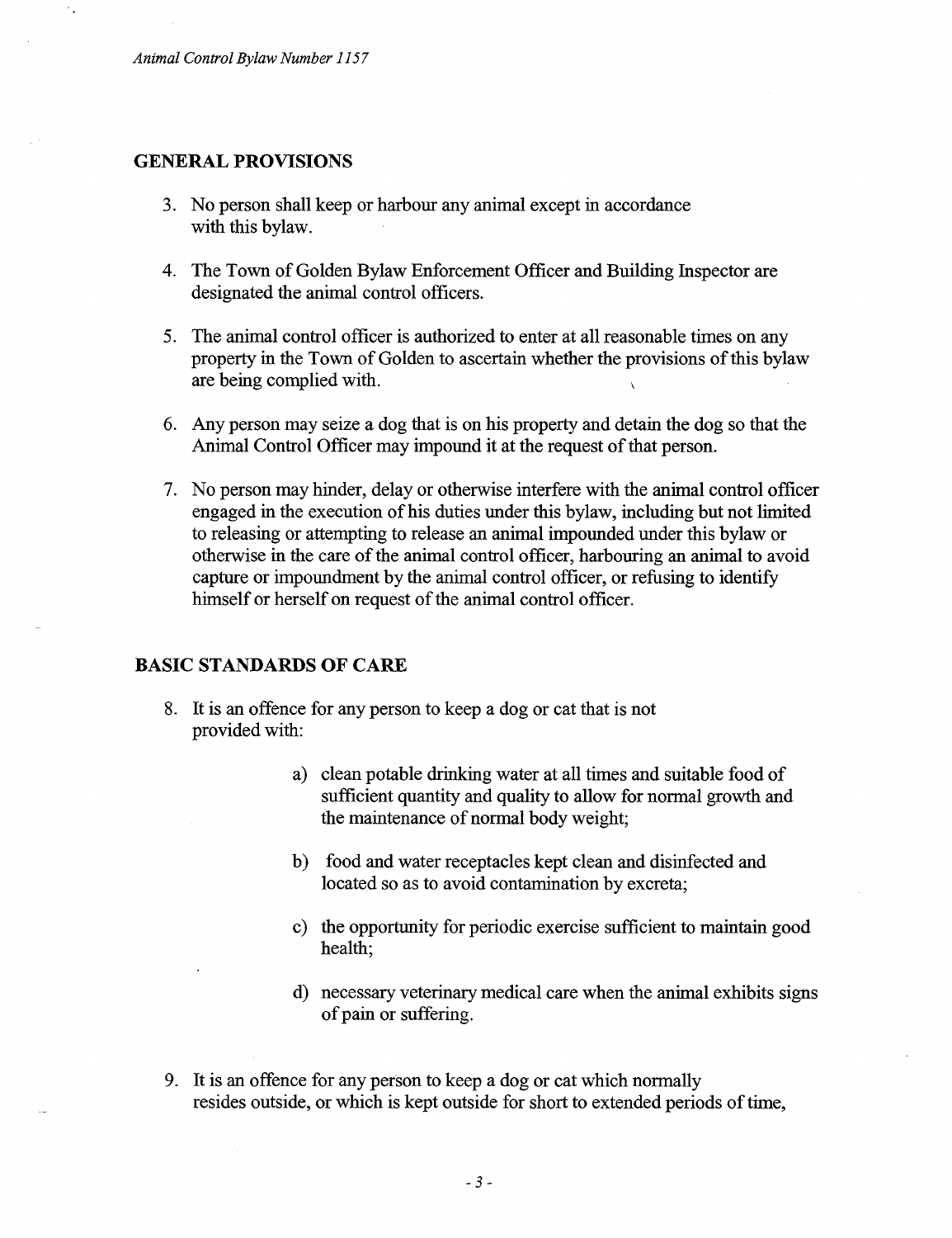## GENERAL PROVISIONS

3. No person shall keep or harbour any animal except in accordance with this bylaw.

4. The Town of Golden Bylaw Enforcement Officer and Building Inspector are designated the animal control officers.

5. The animal control officer is authorized to enter at all reasonable times on any property in the Town of Golden to ascertain whether the provisions of this bylaw are being complied with.

6. Any person may seize a dog that is on his property and detain the dog so that the Animal Control Officer may impound it at the request of that person.

7. No person may hinder, delay or otherwise interfere with the animal control officer engaged in the execution of his duties under this bylaw, including but not limited to releasing or attempting to release an animal impounded under this bylaw or otherwise in the care of the animal control officer, harbouring an animal to avoid capture or impoundment by the animal control officer, or refusing to identify himself or herself on request of the animal control officer.

## BASIC STANDARDS OF CARE

8. It is an offence for any person to keep a dog or cat that is not provided with:

   a) clean potable drinking water at all times and suitable food of sufficient quantity and quality to allow for normal growth and the maintenance of normal body weight;

   b) food and water receptacles kept clean and disinfected and located so as to avoid contamination by excreta;

   c) the opportunity for periodic exercise sufficient to maintain good health;

   d) necessary veterinary medical care when the animal exhibits signs of pain or suffering.

9. It is an offence for any person to keep a dog or cat which normally resides outside, or which is kept outside for short to extended periods of time,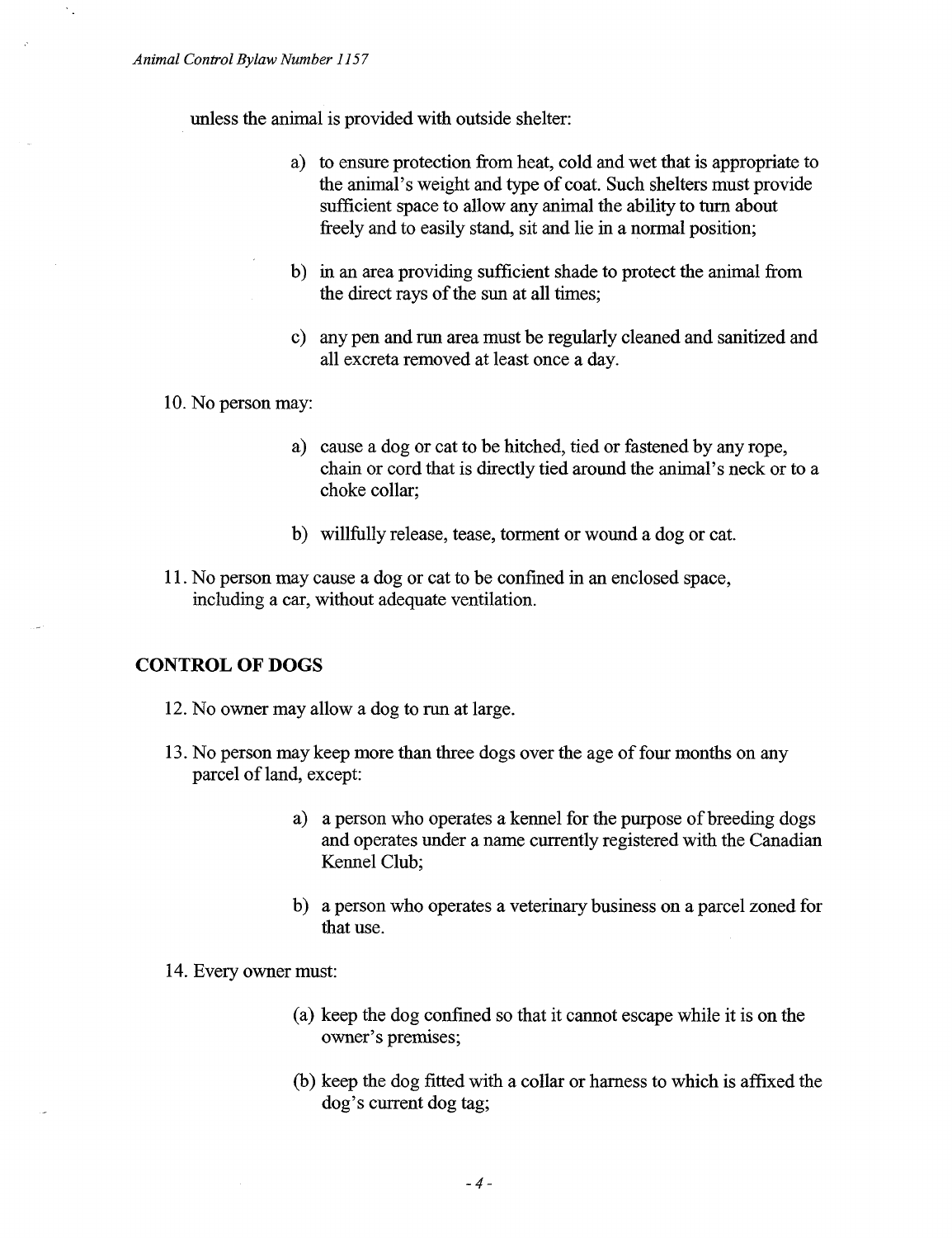unless the animal is provided with outside shelter:

a) to ensure protection from heat, cold and wet that is appropriate to the animal's weight and type of coat. Such shelters must provide sufficient space to allow any animal the ability to turn about freely and to easily stand, sit and lie in a normal position;

b) in an area providing sufficient shade to protect the animal from the direct rays of the sun at all times;

c) any pen and run area must be regularly cleaned and sanitized and all excreta removed at least once a day.

10. No person may:

a) cause a dog or cat to be hitched, tied or fastened by any rope, chain or cord that is directly tied around the animal's neck or to a choke collar;

b) willfully release, tease, torment or wound a dog or cat.

11. No person may cause a dog or cat to be confined in an enclosed space, including a car, without adequate ventilation.

## CONTROL OF DOGS

12. No owner may allow a dog to run at large.

13. No person may keep more than three dogs over the age of four months on any parcel of land, except:

a) a person who operates a kennel for the purpose of breeding dogs and operates under a name currently registered with the Canadian Kennel Club;

b) a person who operates a veterinary business on a parcel zoned for that use.

14. Every owner must:

(a) keep the dog confined so that it cannot escape while it is on the owner's premises;

(b) keep the dog fitted with a collar or harness to which is affixed the dog's current dog tag;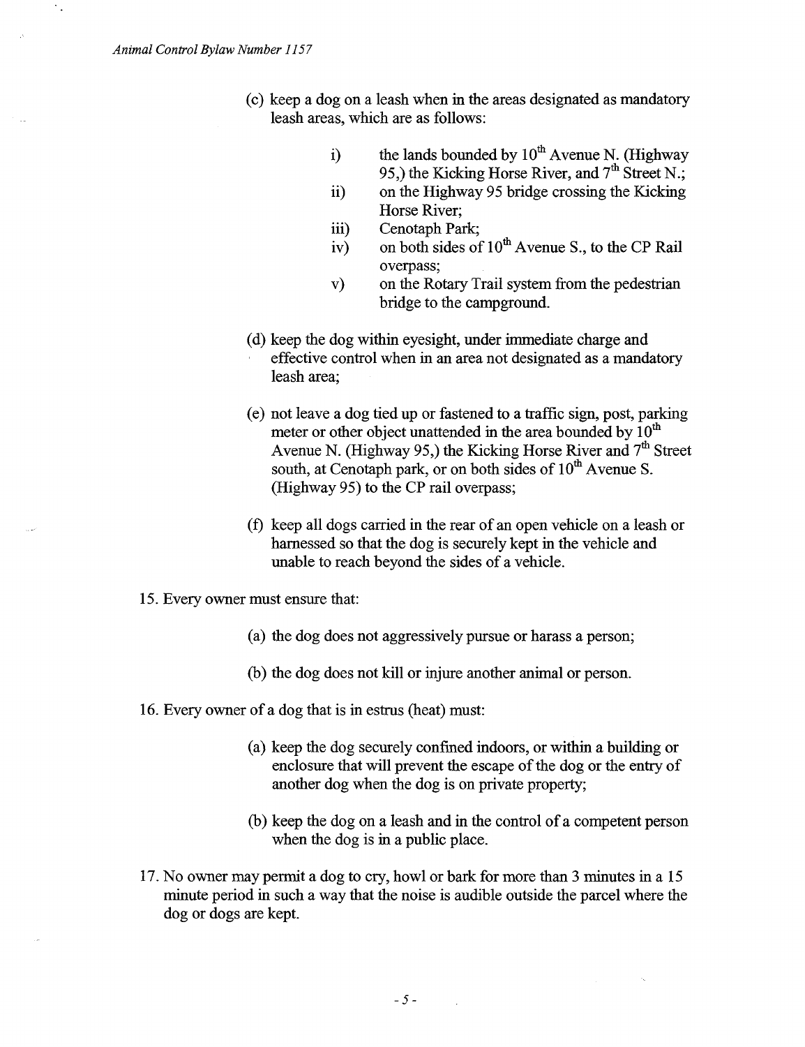(c) keep a dog on a leash when in the areas designated as mandatory leash areas, which are as follows:

   i) the lands bounded by 10th Avenue N. (Highway 95,) the Kicking Horse River, and 7th Street N.;
   ii) on the Highway 95 bridge crossing the Kicking Horse River;
   iii) Cenotaph Park;
   iv) on both sides of 10th Avenue S., to the CP Rail overpass;
   v) on the Rotary Trail system from the pedestrian bridge to the campground.

(d) keep the dog within eyesight, under immediate charge and effective control when in an area not designated as a mandatory leash area;

(e) not leave a dog tied up or fastened to a traffic sign, post, parking meter or other object unattended in the area bounded by 10th Avenue N. (Highway 95,) the Kicking Horse River and 7th Street south, at Cenotaph park, or on both sides of 10th Avenue S. (Highway 95) to the CP rail overpass;

(f) keep all dogs carried in the rear of an open vehicle on a leash or harnessed so that the dog is securely kept in the vehicle and unable to reach beyond the sides of a vehicle.

15. Every owner must ensure that:

   (a) the dog does not aggressively pursue or harass a person;

   (b) the dog does not kill or injure another animal or person.

16. Every owner of a dog that is in estrus (heat) must:

   (a) keep the dog securely confined indoors, or within a building or enclosure that will prevent the escape of the dog or the entry of another dog when the dog is on private property;

   (b) keep the dog on a leash and in the control of a competent person when the dog is in a public place.

17. No owner may permit a dog to cry, howl or bark for more than 3 minutes in a 15 minute period in such a way that the noise is audible outside the parcel where the dog or dogs are kept.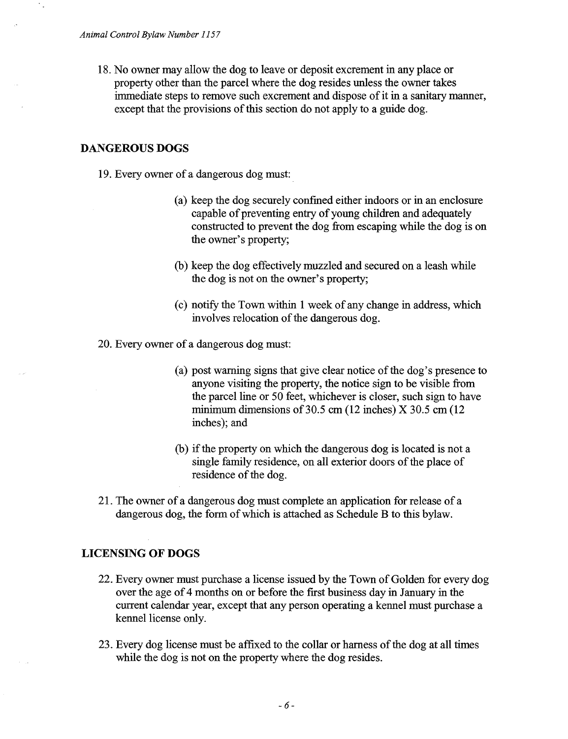18. No owner may allow the dog to leave or deposit excrement in any place or property other than the parcel where the dog resides unless the owner takes immediate steps to remove such excrement and dispose of it in a sanitary manner, except that the provisions of this section do not apply to a guide dog.

## DANGEROUS DOGS

19. Every owner of a dangerous dog must:

    (a) keep the dog securely confined either indoors or in an enclosure capable of preventing entry of young children and adequately constructed to prevent the dog from escaping while the dog is on the owner's property;

    (b) keep the dog effectively muzzled and secured on a leash while the dog is not on the owner's property;

    (c) notify the Town within 1 week of any change in address, which involves relocation of the dangerous dog.

20. Every owner of a dangerous dog must:

    (a) post warning signs that give clear notice of the dog's presence to anyone visiting the property, the notice sign to be visible from the parcel line or 50 feet, whichever is closer, such sign to have minimum dimensions of 30.5 cm (12 inches) X 30.5 cm (12 inches); and

    (b) if the property on which the dangerous dog is located is not a single family residence, on all exterior doors of the place of residence of the dog.

21. The owner of a dangerous dog must complete an application for release of a dangerous dog, the form of which is attached as Schedule B to this bylaw.

## LICENSING OF DOGS

22. Every owner must purchase a license issued by the Town of Golden for every dog over the age of 4 months on or before the first business day in January in the current calendar year, except that any person operating a kennel must purchase a kennel license only.

23. Every dog license must be affixed to the collar or harness of the dog at all times while the dog is not on the property where the dog resides.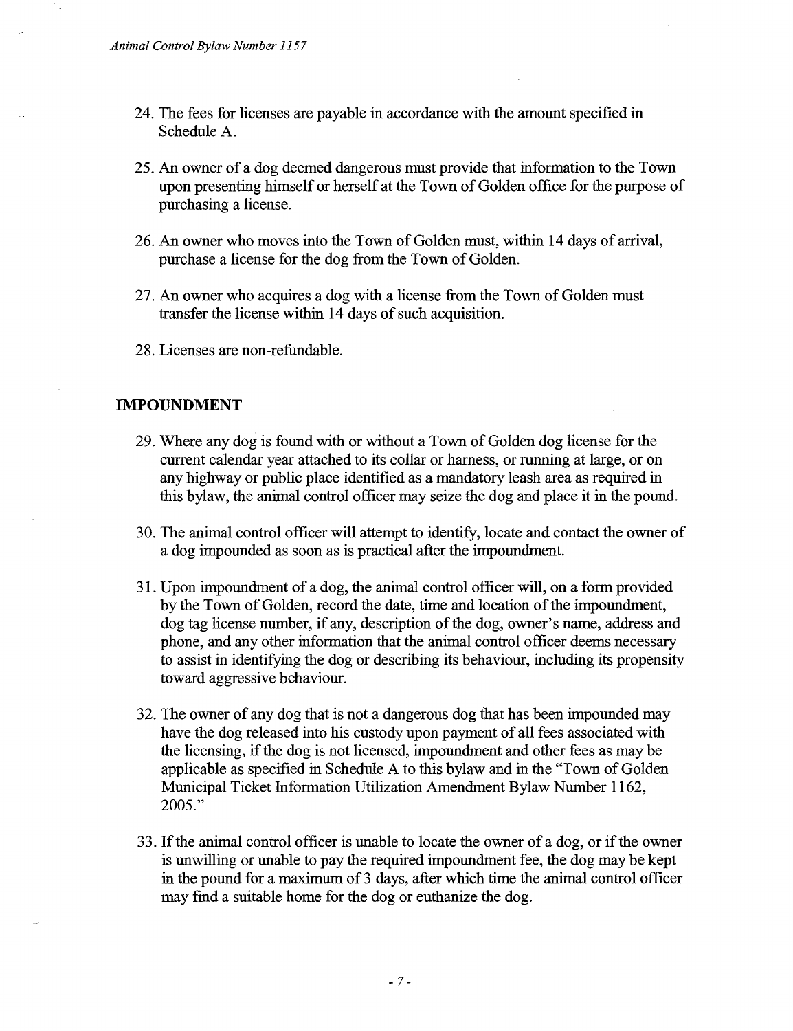24. The fees for licenses are payable in accordance with the amount specified in Schedule A.

25. An owner of a dog deemed dangerous must provide that information to the Town upon presenting himself or herself at the Town of Golden office for the purpose of purchasing a license.

26. An owner who moves into the Town of Golden must, within 14 days of arrival, purchase a license for the dog from the Town of Golden.

27. An owner who acquires a dog with a license from the Town of Golden must transfer the license within 14 days of such acquisition.

28. Licenses are non-refundable.

## IMPOUNDMENT

29. Where any dog is found with or without a Town of Golden dog license for the current calendar year attached to its collar or harness, or running at large, or on any highway or public place identified as a mandatory leash area as required in this bylaw, the animal control officer may seize the dog and place it in the pound.

30. The animal control officer will attempt to identify, locate and contact the owner of a dog impounded as soon as is practical after the impoundment.

31. Upon impoundment of a dog, the animal control officer will, on a form provided by the Town of Golden, record the date, time and location of the impoundment, dog tag license number, if any, description of the dog, owner's name, address and phone, and any other information that the animal control officer deems necessary to assist in identifying the dog or describing its behaviour, including its propensity toward aggressive behaviour.

32. The owner of any dog that is not a dangerous dog that has been impounded may have the dog released into his custody upon payment of all fees associated with the licensing, if the dog is not licensed, impoundment and other fees as may be applicable as specified in Schedule A to this bylaw and in the "Town of Golden Municipal Ticket Information Utilization Amendment Bylaw Number 1162, 2005."

33. If the animal control officer is unable to locate the owner of a dog, or if the owner is unwilling or unable to pay the required impoundment fee, the dog may be kept in the pound for a maximum of 3 days, after which time the animal control officer may find a suitable home for the dog or euthanize the dog.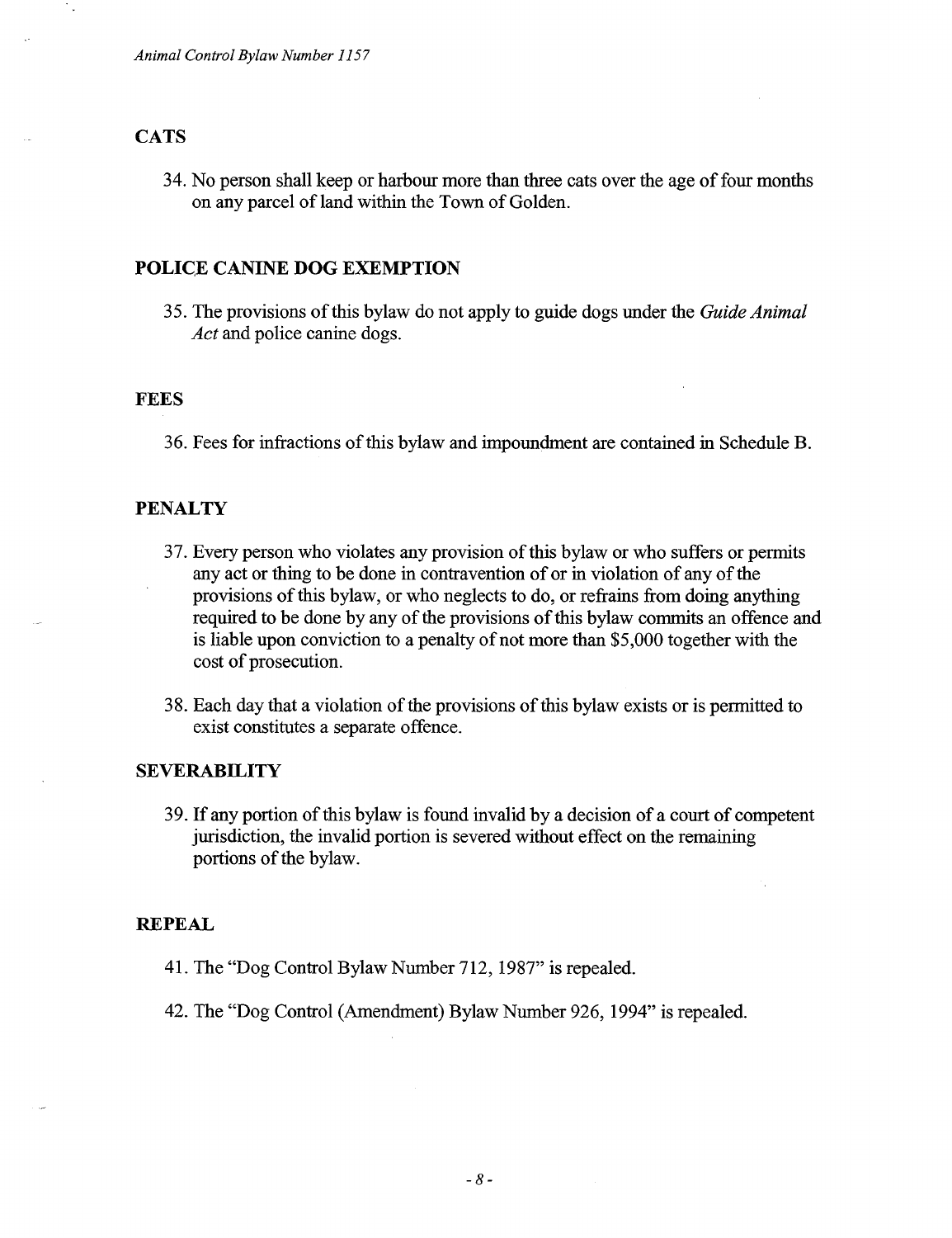## CATS

34. No person shall keep or harbour more than three cats over the age of four months on any parcel of land within the Town of Golden.

## POLICE CANINE DOG EXEMPTION

35. The provisions of this bylaw do not apply to guide dogs under the *Guide Animal Act* and police canine dogs.

## FEES

36. Fees for infractions of this bylaw and impoundment are contained in Schedule B.

## PENALTY

37. Every person who violates any provision of this bylaw or who suffers or permits any act or thing to be done in contravention of or in violation of any of the provisions of this bylaw, or who neglects to do, or refrains from doing anything required to be done by any of the provisions of this bylaw commits an offence and is liable upon conviction to a penalty of not more than $5,000 together with the cost of prosecution.

38. Each day that a violation of the provisions of this bylaw exists or is permitted to exist constitutes a separate offence.

## SEVERABILITY

39. If any portion of this bylaw is found invalid by a decision of a court of competent jurisdiction, the invalid portion is severed without effect on the remaining portions of the bylaw.

## REPEAL

41. The "Dog Control Bylaw Number 712, 1987" is repealed.

42. The "Dog Control (Amendment) Bylaw Number 926, 1994" is repealed.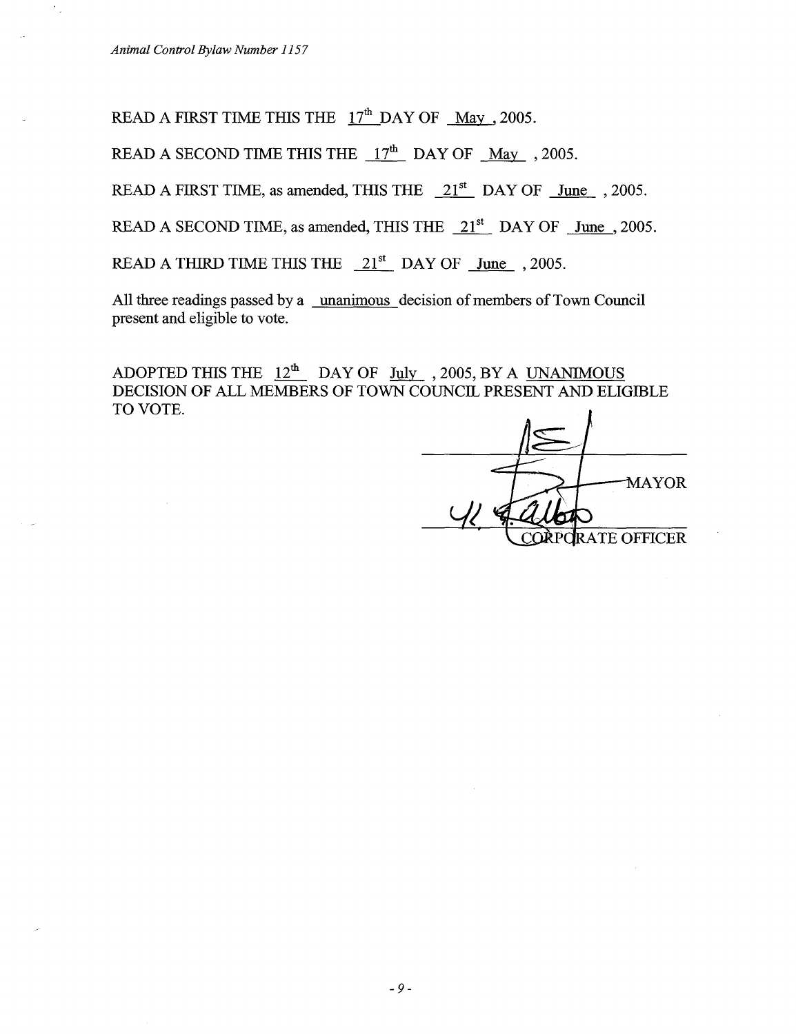READ A FIRST TIME THIS THE 17th DAY OF May, 2005.

READ A SECOND TIME THIS THE 17th DAY OF May, 2005.

READ A FIRST TIME, as amended, THIS THE 21st DAY OF June, 2005.

READ A SECOND TIME, as amended, THIS THE 21st DAY OF June, 2005.

READ A THIRD TIME THIS THE 21st DAY OF June, 2005.

All three readings passed by a unanimous decision of members of Town Council present and eligible to vote.

ADOPTED THIS THE 12th DAY OF July, 2005, BY A UNANIMOUS DECISION OF ALL MEMBERS OF TOWN COUNCIL PRESENT AND ELIGIBLE TO VOTE.

MAYOR

CORPORATE OFFICER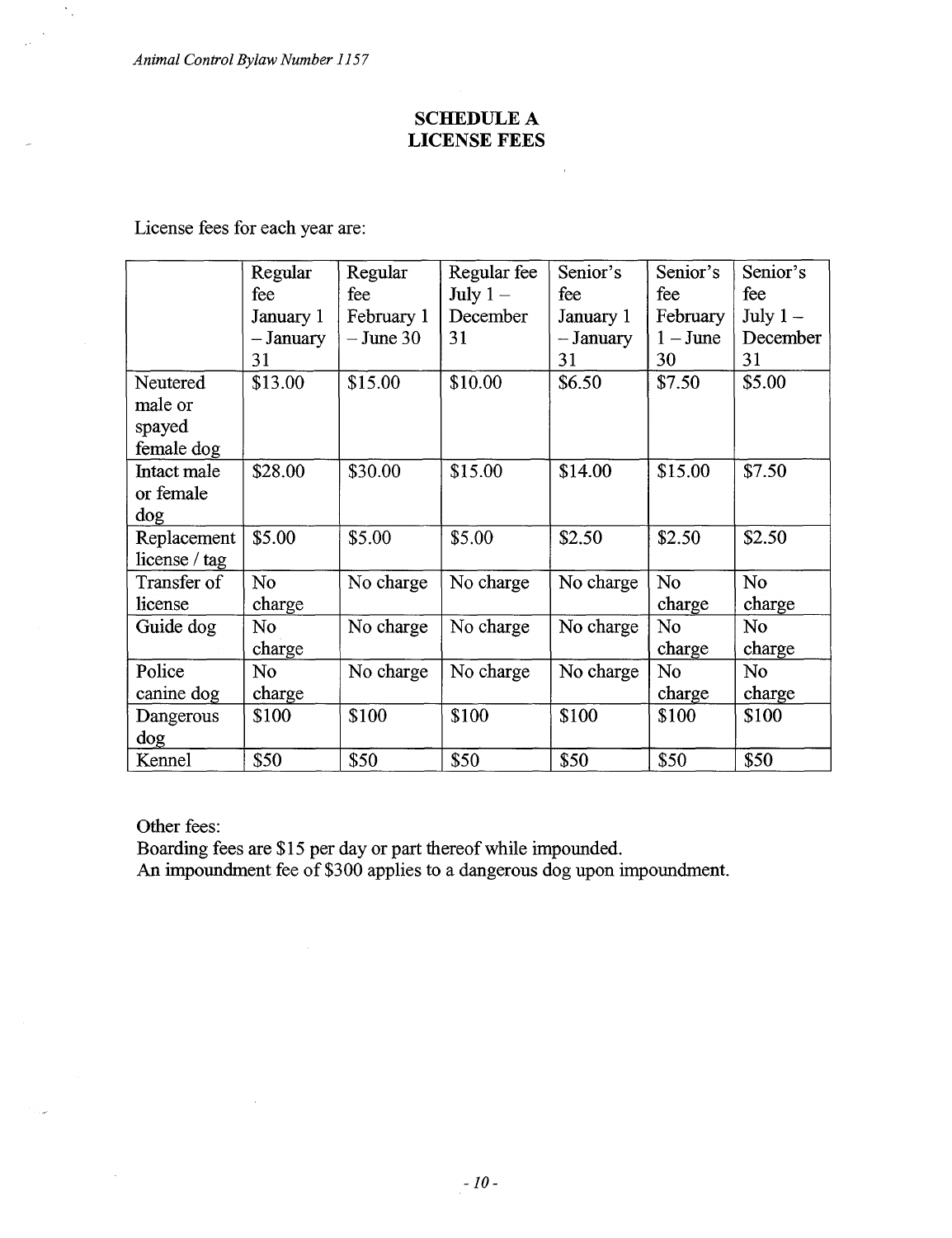## SCHEDULE A
## LICENSE FEES

License fees for each year are:

| | Regular fee January 1 – January 31 | Regular fee February 1 – June 30 | Regular fee July 1 – December 31 | Senior's fee January 1 – January 31 | Senior's fee February 1 – June 30 | Senior's fee July 1 – December 31 |
|---|---|---|---|---|---|---|
| Neutered male or spayed female dog | $13.00 | $15.00 | $10.00 | $6.50 | $7.50 | $5.00 |
| Intact male or female dog | $28.00 | $30.00 | $15.00 | $14.00 | $15.00 | $7.50 |
| Replacement license / tag | $5.00 | $5.00 | $5.00 | $2.50 | $2.50 | $2.50 |
| Transfer of license | No charge | No charge | No charge | No charge | No charge | No charge |
| Guide dog | No charge | No charge | No charge | No charge | No charge | No charge |
| Police canine dog | No charge | No charge | No charge | No charge | No charge | No charge |
| Dangerous dog | $100 | $100 | $100 | $100 | $100 | $100 |
| Kennel | $50 | $50 | $50 | $50 | $50 | $50 |

Other fees:
Boarding fees are $15 per day or part thereof while impounded.
An impoundment fee of $300 applies to a dangerous dog upon impoundment.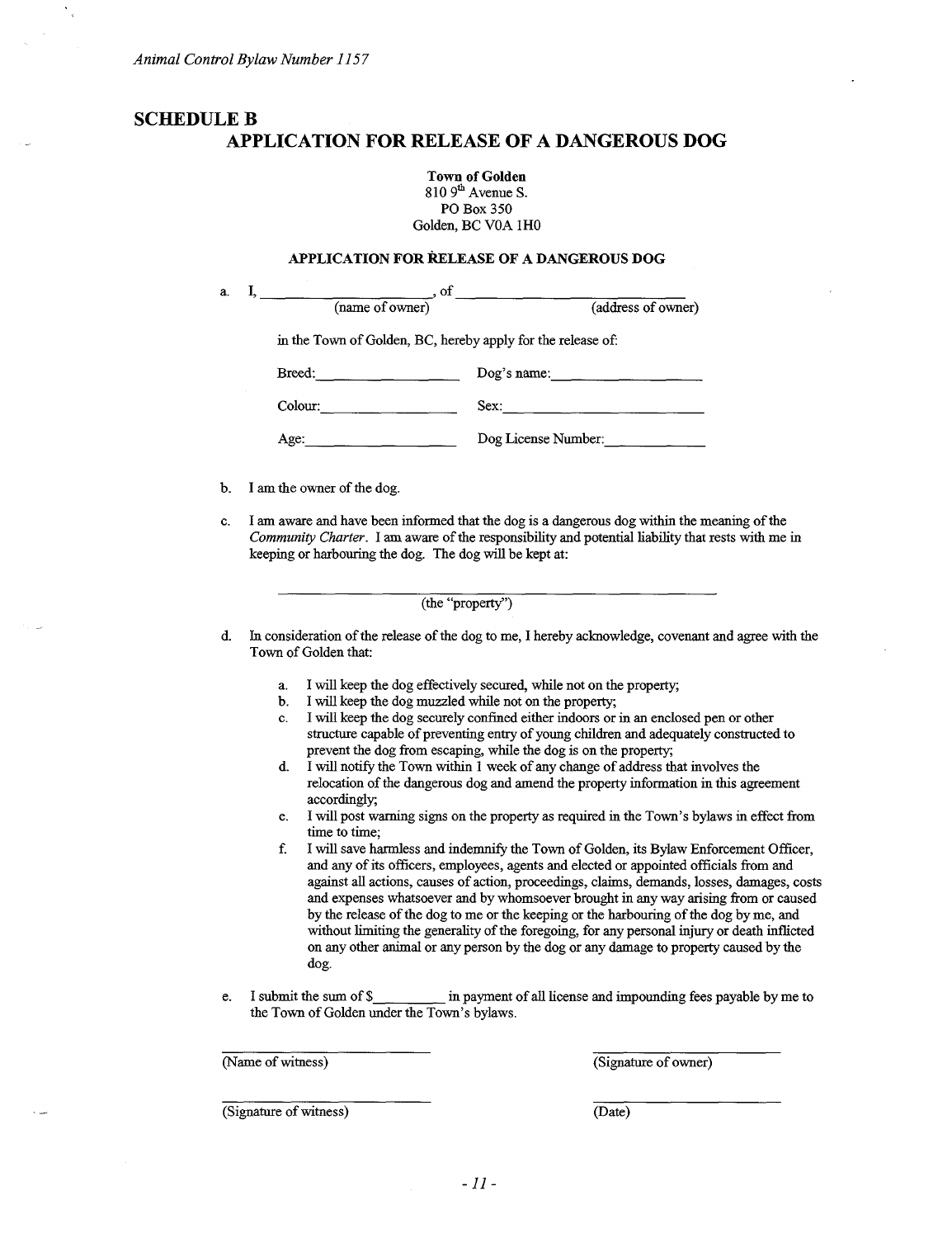# SCHEDULE B

## APPLICATION FOR RELEASE OF A DANGEROUS DOG

**Town of Golden**
810 9th Avenue S.
PO Box 350
Golden, BC V0A 1H0

**APPLICATION FOR RELEASE OF A DANGEROUS DOG**

a. I, ______________________, of ______________________________
(name of owner) (address of owner)

in the Town of Golden, BC, hereby apply for the release of:

Breed: ________________ Dog's name: ________________

Colour: ________________ Sex: ________________

Age: ________________ Dog License Number: ____________

b. I am the owner of the dog.

c. I am aware and have been informed that the dog is a dangerous dog within the meaning of the *Community Charter*. I am aware of the responsibility and potential liability that rests with me in keeping or harbouring the dog. The dog will be kept at:

______________________________________________
(the "property")

d. In consideration of the release of the dog to me, I hereby acknowledge, covenant and agree with the Town of Golden that:

a. I will keep the dog effectively secured, while not on the property;
b. I will keep the dog muzzled while not on the property;
c. I will keep the dog securely confined either indoors or in an enclosed pen or other structure capable of preventing entry of young children and adequately constructed to prevent the dog from escaping, while the dog is on the property;
d. I will notify the Town within 1 week of any change of address that involves the relocation of the dangerous dog and amend the property information in this agreement accordingly;
e. I will post warning signs on the property as required in the Town's bylaws in effect from time to time;
f. I will save harmless and indemnify the Town of Golden, its Bylaw Enforcement Officer, and any of its officers, employees, agents and elected or appointed officials from and against all actions, causes of action, proceedings, claims, demands, losses, damages, costs and expenses whatsoever and by whomsoever brought in any way arising from or caused by the release of the dog to me or the keeping or the harbouring of the dog by me, and without limiting the generality of the foregoing, for any personal injury or death inflicted on any other animal or any person by the dog or any damage to property caused by the dog.

e. I submit the sum of $_________ in payment of all license and impounding fees payable by me to the Town of Golden under the Town's bylaws.

________________________ ________________________
(Name of witness) (Signature of owner)

________________________ ________________________
(Signature of witness) (Date)